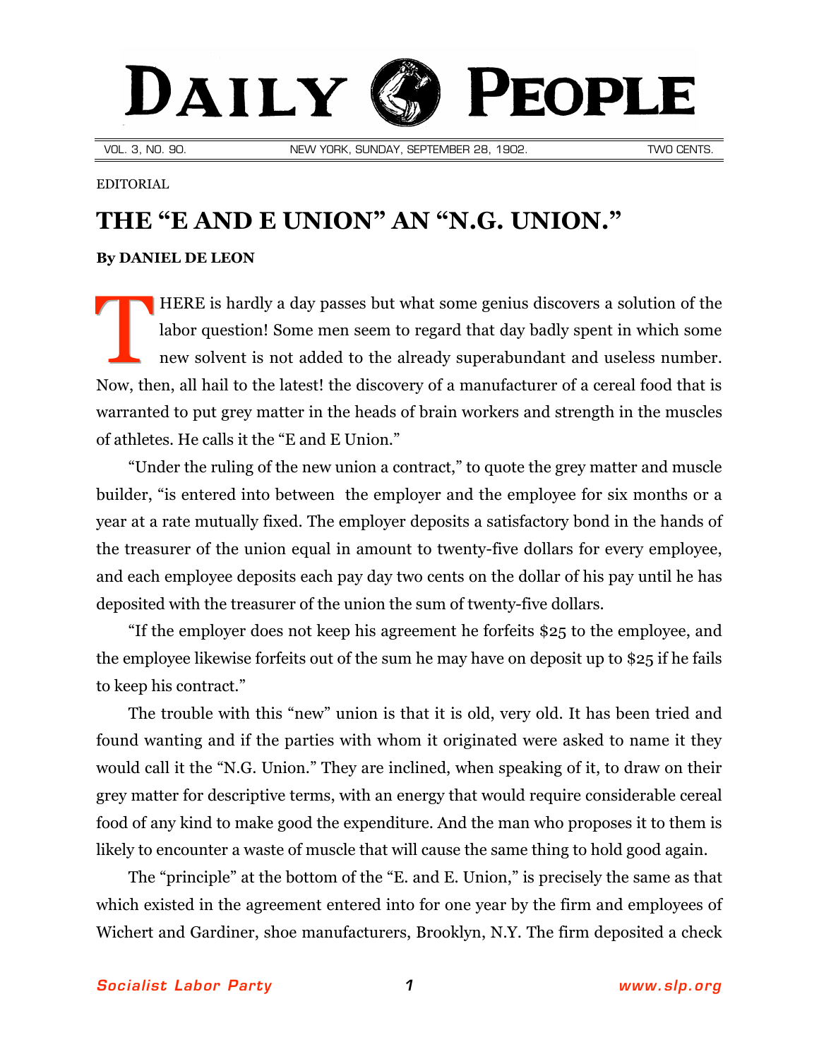# DAILY PEOPLE

VOL. 3, NO. 90. NEW YORK, SUNDAY, SEPTEMBER 28, 1902. TWO CENTS.

EDITORIAL

## THE "E AND E UNION" AN "N.G. UNION."

**By DANIEL DE LEON**

THERE is hardly a day passes but what some genius discovers a solution of the labor question! Some men seem to regard that day badly spent in which some new solvent is not added to the already superabundant and useless number. Now, then, all hail to the latest! the discovery of a manufacturer of a cereal food that is warranted to put grey matter in the heads of brain workers and strength in the muscles of athletes. He calls it the "E and E Union."

"Under the ruling of the new union a contract," to quote the grey matter and muscle builder, "is entered into between the employer and the employee for six months or a year at a rate mutually fixed. The employer deposits a satisfactory bond in the hands of the treasurer of the union equal in amount to twenty-five dollars for every employee, and each employee deposits each pay day two cents on the dollar of his pay until he has deposited with the treasurer of the union the sum of twenty-five dollars.

"If the employer does not keep his agreement he forfeits $25 to the employee, and the employee likewise forfeits out of the sum he may have on deposit up to $25 if he fails to keep his contract."

The trouble with this "new" union is that it is old, very old. It has been tried and found wanting and if the parties with whom it originated were asked to name it they would call it the "N.G. Union." They are inclined, when speaking of it, to draw on their grey matter for descriptive terms, with an energy that would require considerable cereal food of any kind to make good the expenditure. And the man who proposes it to them is likely to encounter a waste of muscle that will cause the same thing to hold good again.

The "principle" at the bottom of the "E. and E. Union," is precisely the same as that which existed in the agreement entered into for one year by the firm and employees of Wichert and Gardiner, shoe manufacturers, Brooklyn, N.Y. The firm deposited a check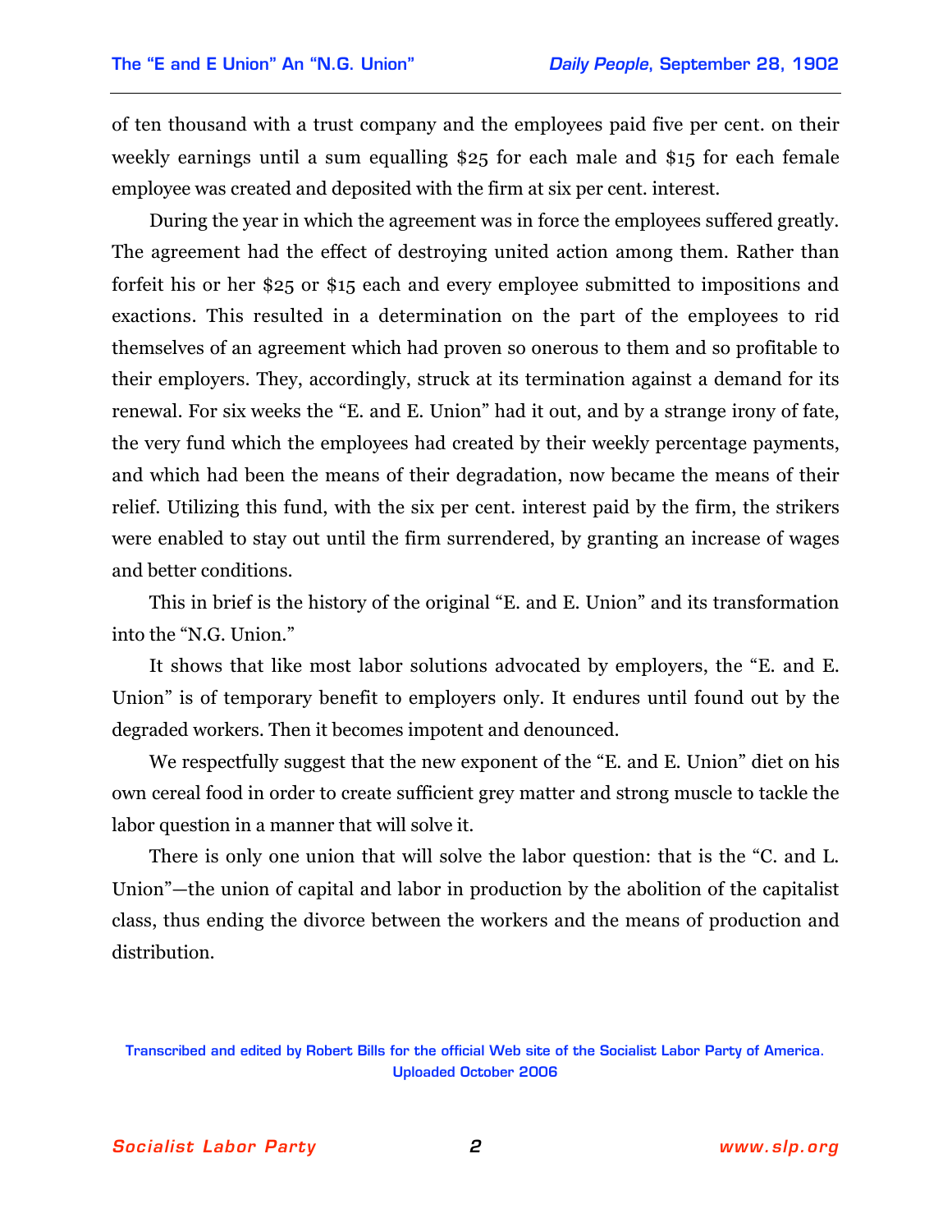of ten thousand with a trust company and the employees paid five per cent. on their weekly earnings until a sum equalling $25 for each male and $15 for each female employee was created and deposited with the firm at six per cent. interest.

During the year in which the agreement was in force the employees suffered greatly. The agreement had the effect of destroying united action among them. Rather than forfeit his or her $25 or $15 each and every employee submitted to impositions and exactions. This resulted in a determination on the part of the employees to rid themselves of an agreement which had proven so onerous to them and so profitable to their employers. They, accordingly, struck at its termination against a demand for its renewal. For six weeks the "E. and E. Union" had it out, and by a strange irony of fate, the very fund which the employees had created by their weekly percentage payments, and which had been the means of their degradation, now became the means of their relief. Utilizing this fund, with the six per cent. interest paid by the firm, the strikers were enabled to stay out until the firm surrendered, by granting an increase of wages and better conditions.

This in brief is the history of the original "E. and E. Union" and its transformation into the "N.G. Union."

It shows that like most labor solutions advocated by employers, the "E. and E. Union" is of temporary benefit to employers only. It endures until found out by the degraded workers. Then it becomes impotent and denounced.

We respectfully suggest that the new exponent of the "E. and E. Union" diet on his own cereal food in order to create sufficient grey matter and strong muscle to tackle the labor question in a manner that will solve it.

There is only one union that will solve the labor question: that is the "C. and L. Union"—the union of capital and labor in production by the abolition of the capitalist class, thus ending the divorce between the workers and the means of production and distribution.

Transcribed and edited by Robert Bills for the official Web site of the Socialist Labor Party of America.
Uploaded October 2006